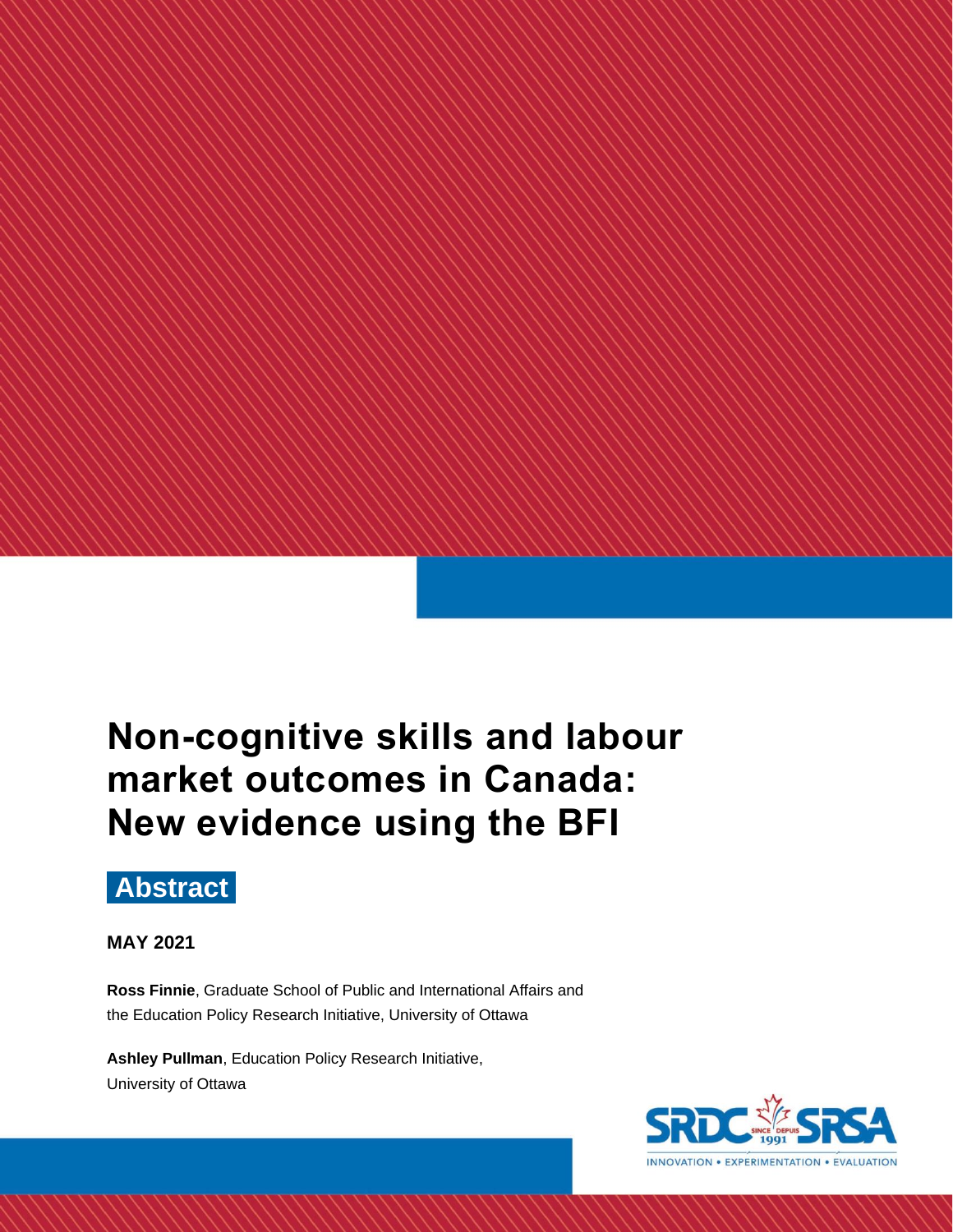# Non-cognitive skills and labour market outcomes in Canada: New evidence using the BFI

## Abstract

**MAY 2021**

**Ross Finnie**, Graduate School of Public and International Affairs and the Education Policy Research Initiative, University of Ottawa

**Ashley Pullman**, Education Policy Research Initiative, University of Ottawa

SRDC SRSA SINCE DEPUIS 1991

INNOVATION • EXPERIMENTATION • EVALUATION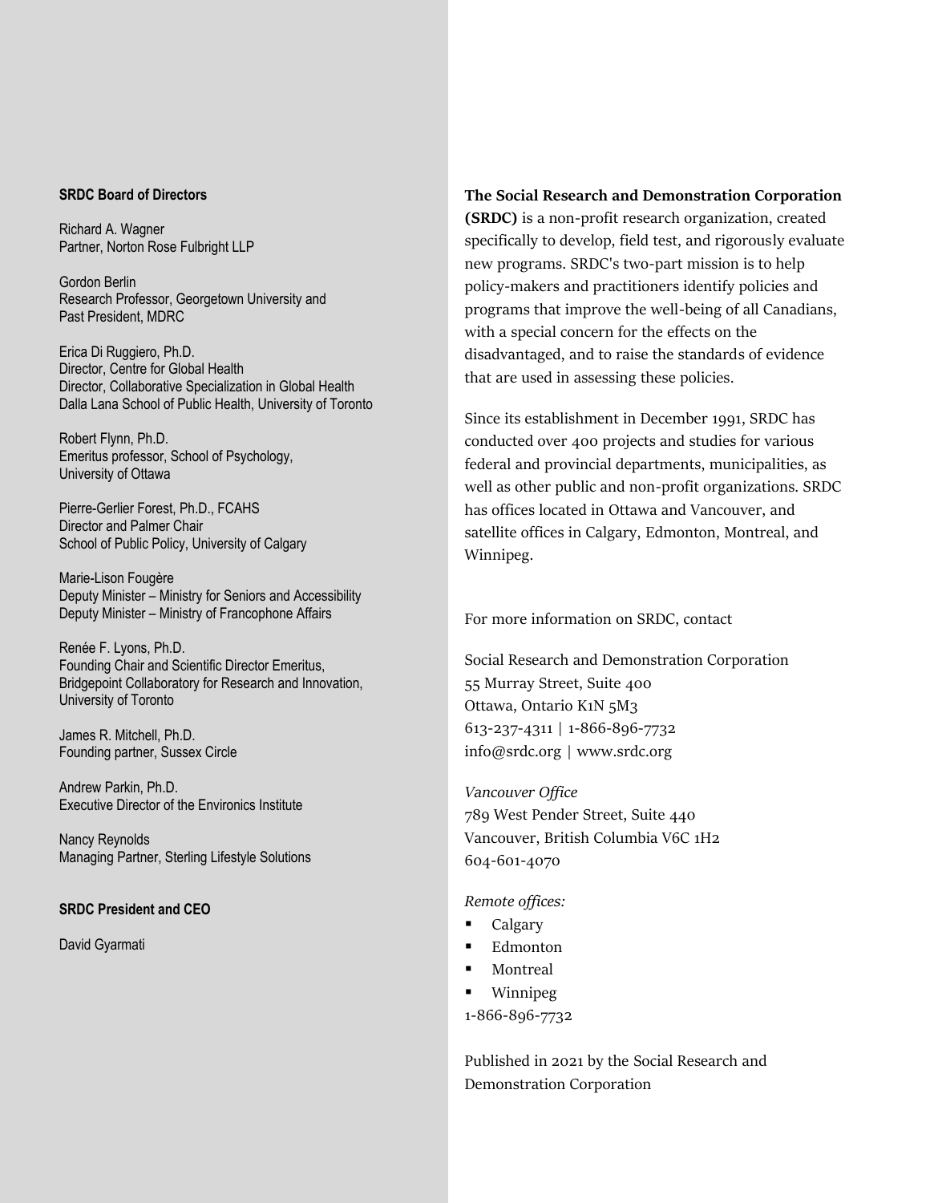**SRDC Board of Directors**

Richard A. Wagner
Partner, Norton Rose Fulbright LLP

Gordon Berlin
Research Professor, Georgetown University and
Past President, MDRC

Erica Di Ruggiero, Ph.D.
Director, Centre for Global Health
Director, Collaborative Specialization in Global Health
Dalla Lana School of Public Health, University of Toronto

Robert Flynn, Ph.D.
Emeritus professor, School of Psychology,
University of Ottawa

Pierre-Gerlier Forest, Ph.D., FCAHS
Director and Palmer Chair
School of Public Policy, University of Calgary

Marie-Lison Fougère
Deputy Minister – Ministry for Seniors and Accessibility
Deputy Minister – Ministry of Francophone Affairs

Renée F. Lyons, Ph.D.
Founding Chair and Scientific Director Emeritus,
Bridgepoint Collaboratory for Research and Innovation,
University of Toronto

James R. Mitchell, Ph.D.
Founding partner, Sussex Circle

Andrew Parkin, Ph.D.
Executive Director of the Environics Institute

Nancy Reynolds
Managing Partner, Sterling Lifestyle Solutions

**SRDC President and CEO**

David Gyarmati

**The Social Research and Demonstration Corporation (SRDC)** is a non-profit research organization, created specifically to develop, field test, and rigorously evaluate new programs. SRDC's two-part mission is to help policy-makers and practitioners identify policies and programs that improve the well-being of all Canadians, with a special concern for the effects on the disadvantaged, and to raise the standards of evidence that are used in assessing these policies.

Since its establishment in December 1991, SRDC has conducted over 400 projects and studies for various federal and provincial departments, municipalities, as well as other public and non-profit organizations. SRDC has offices located in Ottawa and Vancouver, and satellite offices in Calgary, Edmonton, Montreal, and Winnipeg.

For more information on SRDC, contact

Social Research and Demonstration Corporation
55 Murray Street, Suite 400
Ottawa, Ontario K1N 5M3
613-237-4311 | 1-866-896-7732
info@srdc.org | www.srdc.org

*Vancouver Office*
789 West Pender Street, Suite 440
Vancouver, British Columbia V6C 1H2
604-601-4070

*Remote offices:*

- Calgary
- Edmonton
- Montreal
- Winnipeg

1-866-896-7732

Published in 2021 by the Social Research and Demonstration Corporation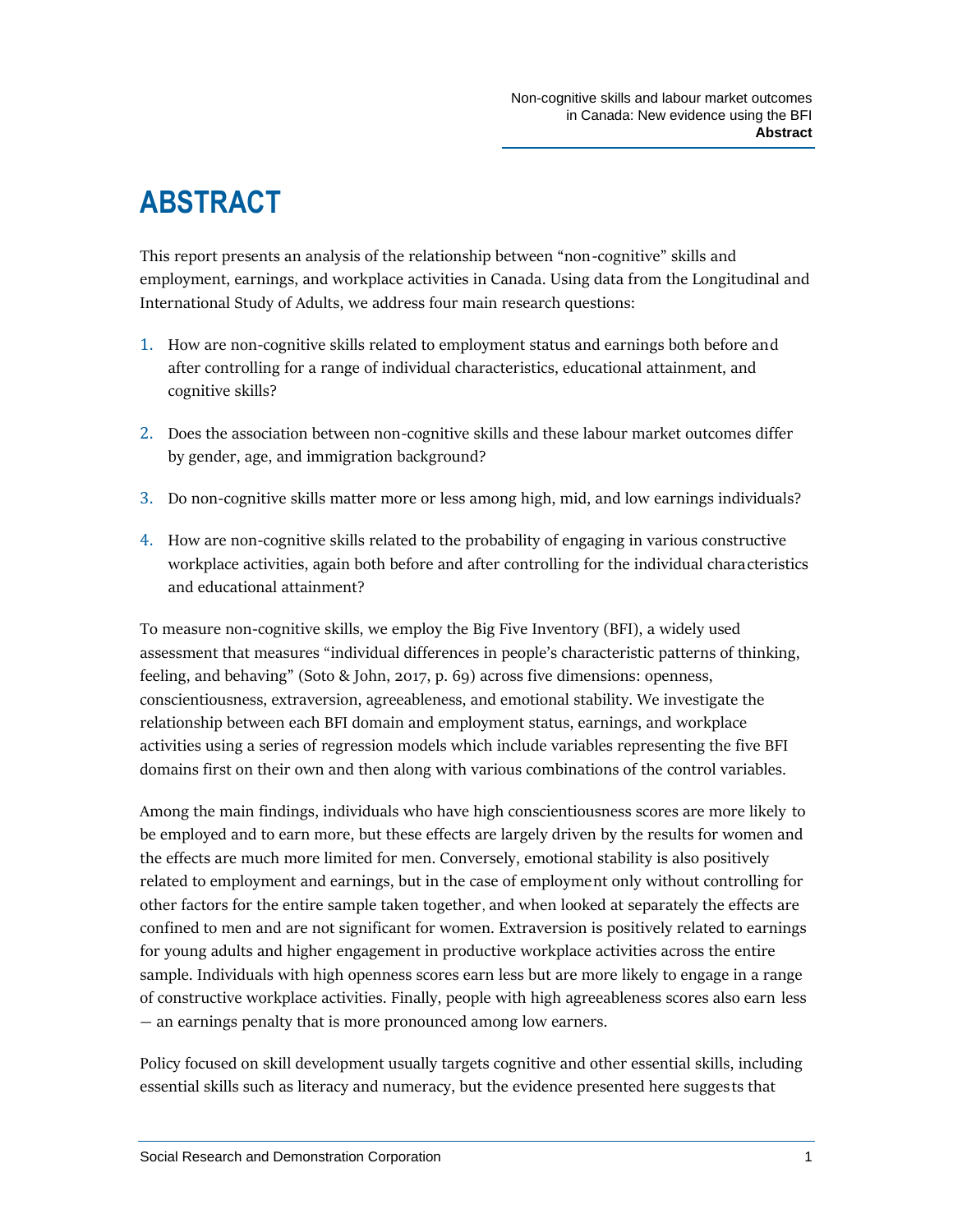# ABSTRACT

This report presents an analysis of the relationship between "non-cognitive" skills and employment, earnings, and workplace activities in Canada. Using data from the Longitudinal and International Study of Adults, we address four main research questions:

1. How are non-cognitive skills related to employment status and earnings both before and after controlling for a range of individual characteristics, educational attainment, and cognitive skills?
2. Does the association between non-cognitive skills and these labour market outcomes differ by gender, age, and immigration background?
3. Do non-cognitive skills matter more or less among high, mid, and low earnings individuals?
4. How are non-cognitive skills related to the probability of engaging in various constructive workplace activities, again both before and after controlling for the individual characteristics and educational attainment?

To measure non-cognitive skills, we employ the Big Five Inventory (BFI), a widely used assessment that measures "individual differences in people's characteristic patterns of thinking, feeling, and behaving" (Soto & John, 2017, p. 69) across five dimensions: openness, conscientiousness, extraversion, agreeableness, and emotional stability. We investigate the relationship between each BFI domain and employment status, earnings, and workplace activities using a series of regression models which include variables representing the five BFI domains first on their own and then along with various combinations of the control variables.

Among the main findings, individuals who have high conscientiousness scores are more likely to be employed and to earn more, but these effects are largely driven by the results for women and the effects are much more limited for men. Conversely, emotional stability is also positively related to employment and earnings, but in the case of employment only without controlling for other factors for the entire sample taken together, and when looked at separately the effects are confined to men and are not significant for women. Extraversion is positively related to earnings for young adults and higher engagement in productive workplace activities across the entire sample. Individuals with high openness scores earn less but are more likely to engage in a range of constructive workplace activities. Finally, people with high agreeableness scores also earn less — an earnings penalty that is more pronounced among low earners.

Policy focused on skill development usually targets cognitive and other essential skills, including essential skills such as literacy and numeracy, but the evidence presented here suggests that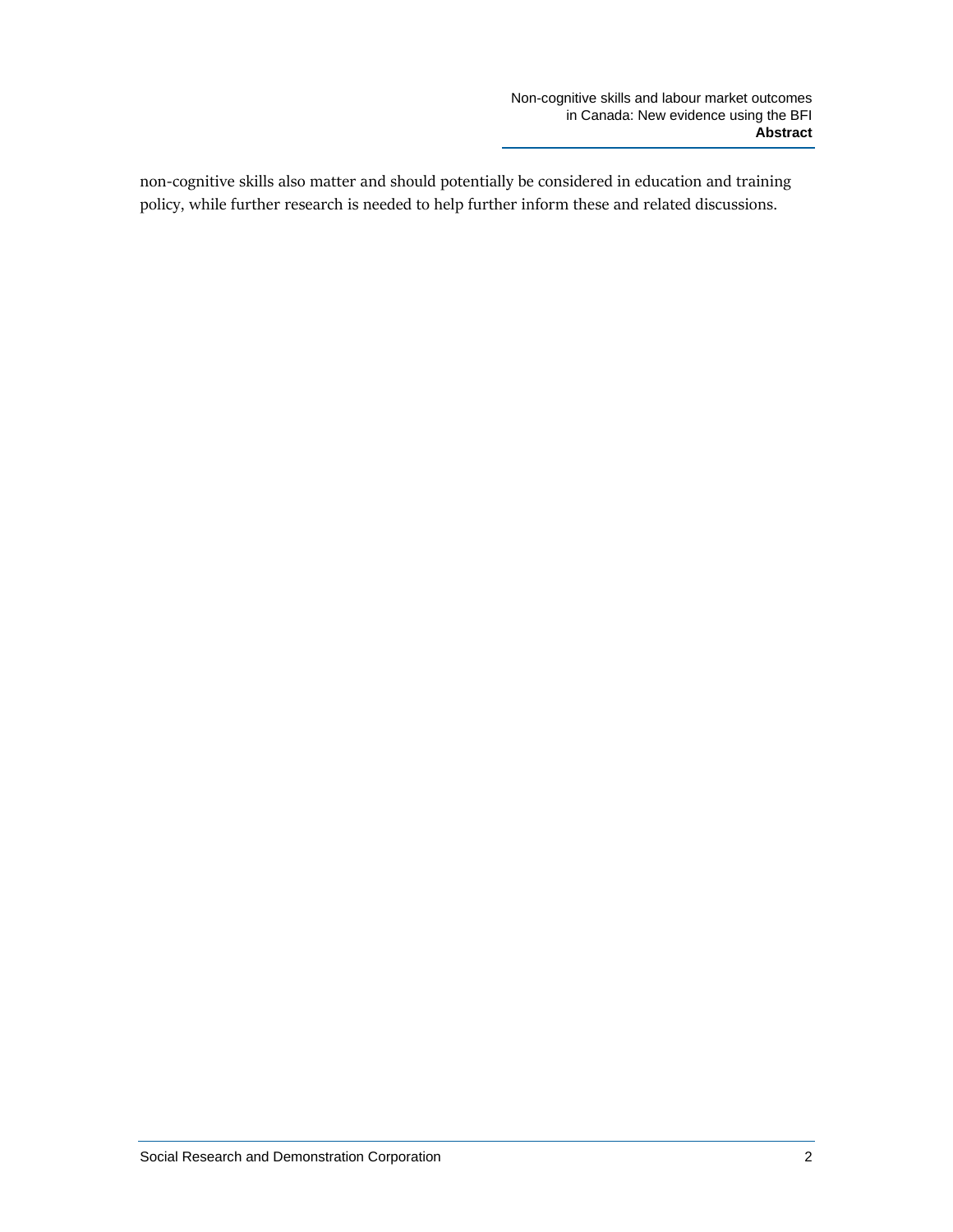non-cognitive skills also matter and should potentially be considered in education and training policy, while further research is needed to help further inform these and related discussions.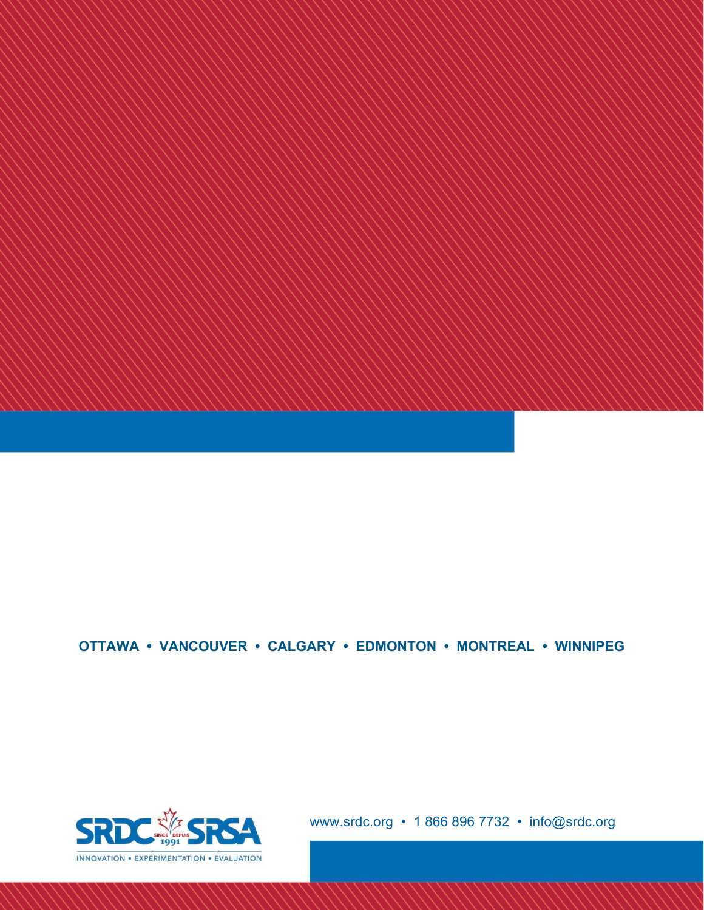**OTTAWA • VANCOUVER • CALGARY • EDMONTON • MONTREAL • WINNIPEG**

SRDC SRSA SINCE DEPUIS 1991

INNOVATION • EXPERIMENTATION • EVALUATION

www.srdc.org • 1 866 896 7732 • info@srdc.org